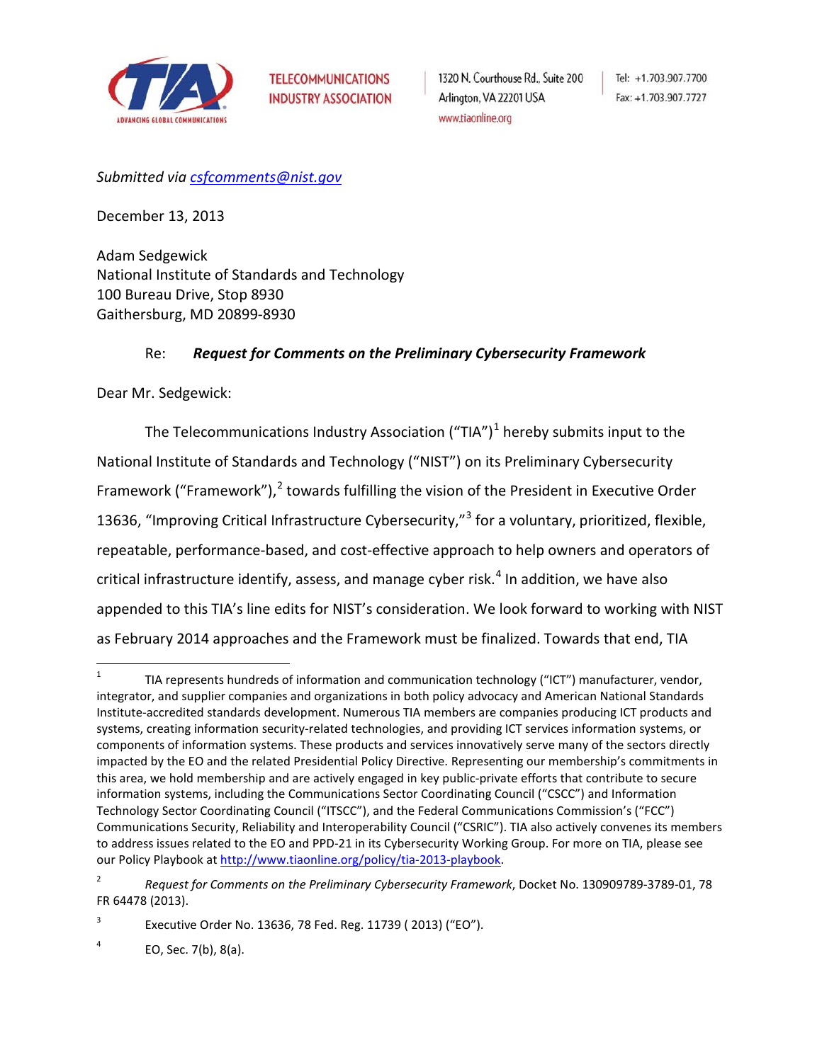TELECOMMUNICATIONS INDUSTRY ASSOCIATION

1320 N. Courthouse Rd., Suite 200
Arlington, VA 22201 USA
www.tiaonline.org

Tel: +1.703.907.7700
Fax: +1.703.907.7727

*Submitted via csfcomments@nist.gov*

December 13, 2013

Adam Sedgewick
National Institute of Standards and Technology
100 Bureau Drive, Stop 8930
Gaithersburg, MD 20899-8930

Re: ***Request for Comments on the Preliminary Cybersecurity Framework***

Dear Mr. Sedgewick:

The Telecommunications Industry Association ("TIA")[1] hereby submits input to the National Institute of Standards and Technology ("NIST") on its Preliminary Cybersecurity Framework ("Framework"),[2] towards fulfilling the vision of the President in Executive Order 13636, "Improving Critical Infrastructure Cybersecurity,"[3] for a voluntary, prioritized, flexible, repeatable, performance-based, and cost-effective approach to help owners and operators of critical infrastructure identify, assess, and manage cyber risk.[4] In addition, we have also appended to this TIA's line edits for NIST's consideration. We look forward to working with NIST as February 2014 approaches and the Framework must be finalized. Towards that end, TIA

---

[1] TIA represents hundreds of information and communication technology ("ICT") manufacturer, vendor, integrator, and supplier companies and organizations in both policy advocacy and American National Standards Institute-accredited standards development. Numerous TIA members are companies producing ICT products and systems, creating information security-related technologies, and providing ICT services information systems, or components of information systems. These products and services innovatively serve many of the sectors directly impacted by the EO and the related Presidential Policy Directive. Representing our membership's commitments in this area, we hold membership and are actively engaged in key public-private efforts that contribute to secure information systems, including the Communications Sector Coordinating Council ("CSCC") and Information Technology Sector Coordinating Council ("ITSCC"), and the Federal Communications Commission's ("FCC") Communications Security, Reliability and Interoperability Council ("CSRIC"). TIA also actively convenes its members to address issues related to the EO and PPD-21 in its Cybersecurity Working Group. For more on TIA, please see our Policy Playbook at http://www.tiaonline.org/policy/tia-2013-playbook.

[2] *Request for Comments on the Preliminary Cybersecurity Framework*, Docket No. 130909789-3789-01, 78 FR 64478 (2013).

[3] Executive Order No. 13636, 78 Fed. Reg. 11739 ( 2013) ("EO").

[4] EO, Sec. 7(b), 8(a).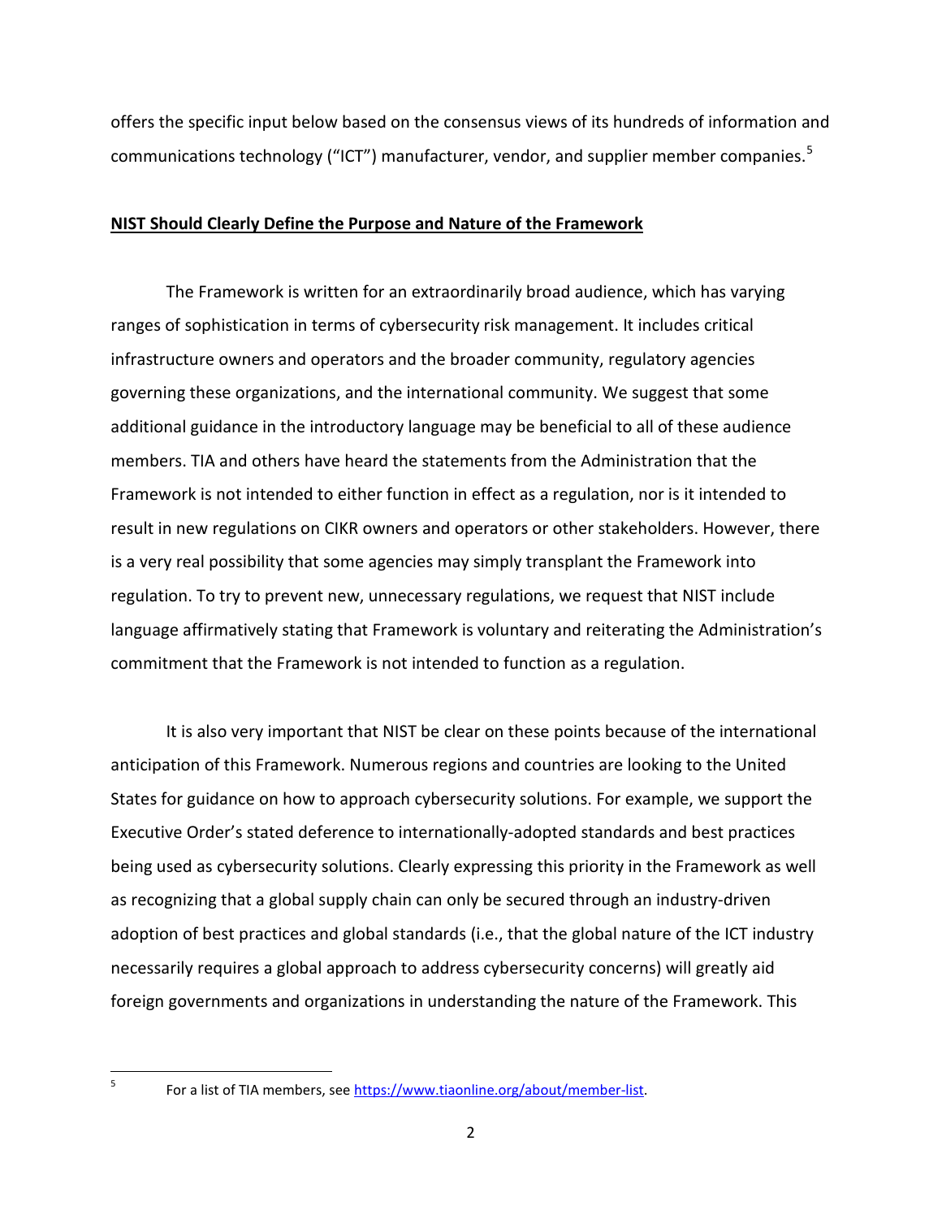offers the specific input below based on the consensus views of its hundreds of information and communications technology ("ICT") manufacturer, vendor, and supplier member companies.[5]

## **NIST Should Clearly Define the Purpose and Nature of the Framework**

The Framework is written for an extraordinarily broad audience, which has varying ranges of sophistication in terms of cybersecurity risk management. It includes critical infrastructure owners and operators and the broader community, regulatory agencies governing these organizations, and the international community. We suggest that some additional guidance in the introductory language may be beneficial to all of these audience members. TIA and others have heard the statements from the Administration that the Framework is not intended to either function in effect as a regulation, nor is it intended to result in new regulations on CIKR owners and operators or other stakeholders. However, there is a very real possibility that some agencies may simply transplant the Framework into regulation. To try to prevent new, unnecessary regulations, we request that NIST include language affirmatively stating that Framework is voluntary and reiterating the Administration's commitment that the Framework is not intended to function as a regulation.

It is also very important that NIST be clear on these points because of the international anticipation of this Framework. Numerous regions and countries are looking to the United States for guidance on how to approach cybersecurity solutions. For example, we support the Executive Order's stated deference to internationally-adopted standards and best practices being used as cybersecurity solutions. Clearly expressing this priority in the Framework as well as recognizing that a global supply chain can only be secured through an industry-driven adoption of best practices and global standards (i.e., that the global nature of the ICT industry necessarily requires a global approach to address cybersecurity concerns) will greatly aid foreign governments and organizations in understanding the nature of the Framework. This

---

[5] For a list of TIA members, see https://www.tiaonline.org/about/member-list.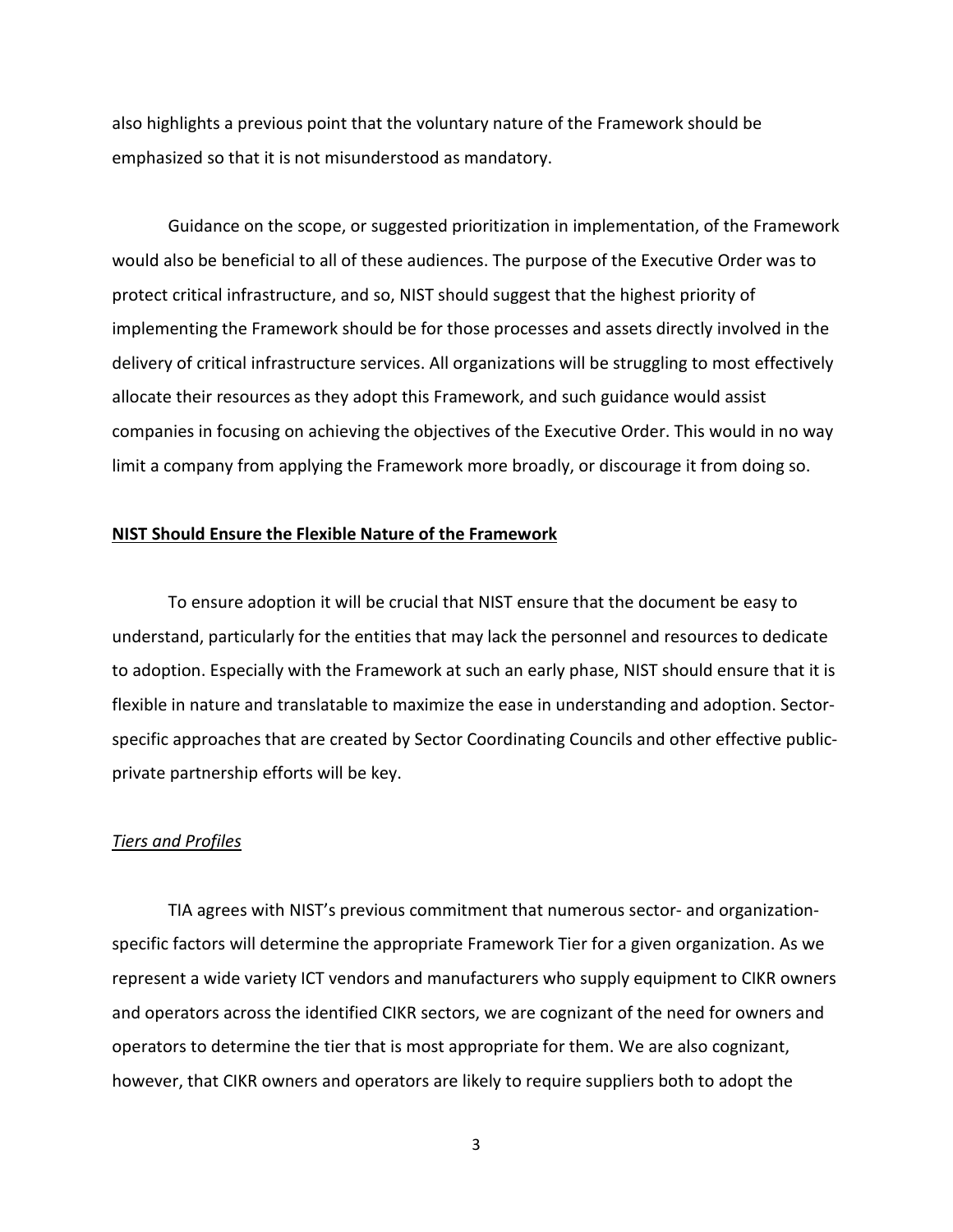also highlights a previous point that the voluntary nature of the Framework should be emphasized so that it is not misunderstood as mandatory.

Guidance on the scope, or suggested prioritization in implementation, of the Framework would also be beneficial to all of these audiences. The purpose of the Executive Order was to protect critical infrastructure, and so, NIST should suggest that the highest priority of implementing the Framework should be for those processes and assets directly involved in the delivery of critical infrastructure services. All organizations will be struggling to most effectively allocate their resources as they adopt this Framework, and such guidance would assist companies in focusing on achieving the objectives of the Executive Order. This would in no way limit a company from applying the Framework more broadly, or discourage it from doing so.

**NIST Should Ensure the Flexible Nature of the Framework**

To ensure adoption it will be crucial that NIST ensure that the document be easy to understand, particularly for the entities that may lack the personnel and resources to dedicate to adoption. Especially with the Framework at such an early phase, NIST should ensure that it is flexible in nature and translatable to maximize the ease in understanding and adoption. Sector-specific approaches that are created by Sector Coordinating Councils and other effective public-private partnership efforts will be key.

*Tiers and Profiles*

TIA agrees with NIST's previous commitment that numerous sector- and organization-specific factors will determine the appropriate Framework Tier for a given organization. As we represent a wide variety ICT vendors and manufacturers who supply equipment to CIKR owners and operators across the identified CIKR sectors, we are cognizant of the need for owners and operators to determine the tier that is most appropriate for them. We are also cognizant, however, that CIKR owners and operators are likely to require suppliers both to adopt the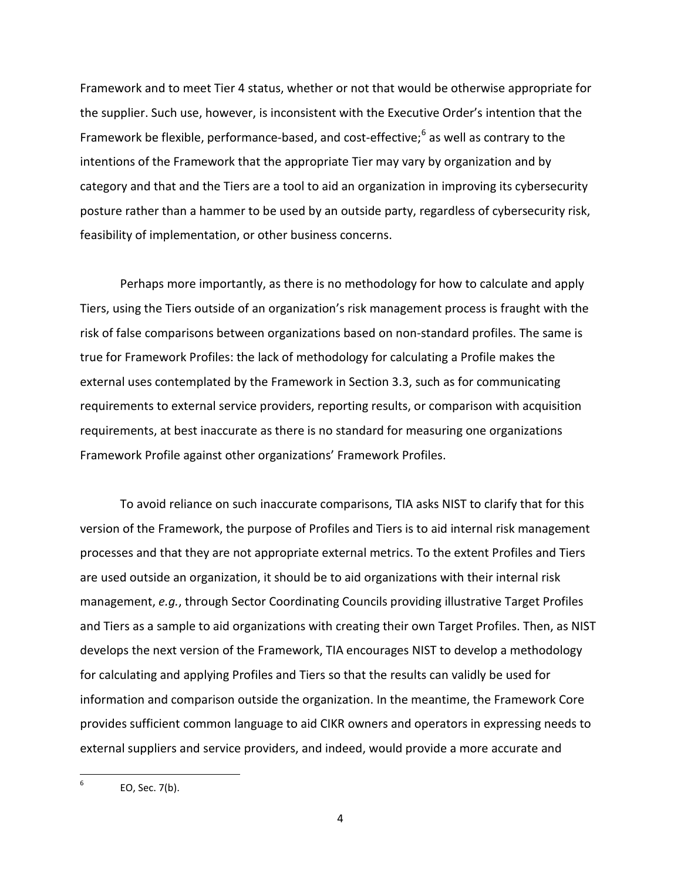Framework and to meet Tier 4 status, whether or not that would be otherwise appropriate for the supplier. Such use, however, is inconsistent with the Executive Order's intention that the Framework be flexible, performance-based, and cost-effective;[6] as well as contrary to the intentions of the Framework that the appropriate Tier may vary by organization and by category and that and the Tiers are a tool to aid an organization in improving its cybersecurity posture rather than a hammer to be used by an outside party, regardless of cybersecurity risk, feasibility of implementation, or other business concerns.

Perhaps more importantly, as there is no methodology for how to calculate and apply Tiers, using the Tiers outside of an organization's risk management process is fraught with the risk of false comparisons between organizations based on non-standard profiles. The same is true for Framework Profiles: the lack of methodology for calculating a Profile makes the external uses contemplated by the Framework in Section 3.3, such as for communicating requirements to external service providers, reporting results, or comparison with acquisition requirements, at best inaccurate as there is no standard for measuring one organizations Framework Profile against other organizations' Framework Profiles.

To avoid reliance on such inaccurate comparisons, TIA asks NIST to clarify that for this version of the Framework, the purpose of Profiles and Tiers is to aid internal risk management processes and that they are not appropriate external metrics. To the extent Profiles and Tiers are used outside an organization, it should be to aid organizations with their internal risk management, *e.g.*, through Sector Coordinating Councils providing illustrative Target Profiles and Tiers as a sample to aid organizations with creating their own Target Profiles. Then, as NIST develops the next version of the Framework, TIA encourages NIST to develop a methodology for calculating and applying Profiles and Tiers so that the results can validly be used for information and comparison outside the organization. In the meantime, the Framework Core provides sufficient common language to aid CIKR owners and operators in expressing needs to external suppliers and service providers, and indeed, would provide a more accurate and

---

[6] EO, Sec. 7(b).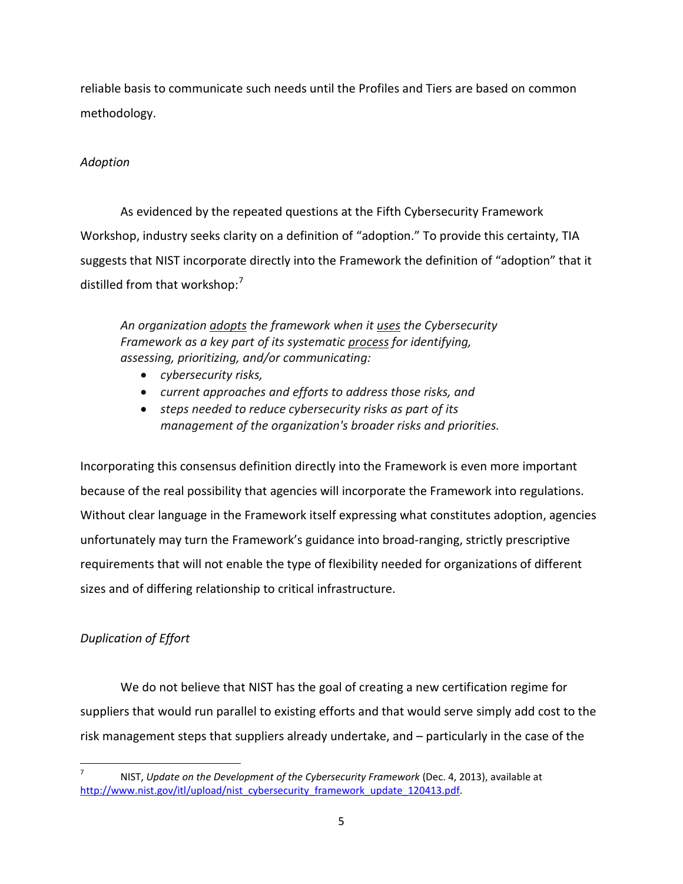reliable basis to communicate such needs until the Profiles and Tiers are based on common methodology.

*Adoption*

As evidenced by the repeated questions at the Fifth Cybersecurity Framework Workshop, industry seeks clarity on a definition of "adoption." To provide this certainty, TIA suggests that NIST incorporate directly into the Framework the definition of "adoption" that it distilled from that workshop:[7]

> *An organization <u>adopts</u> the framework when it <u>uses</u> the Cybersecurity Framework as a key part of its systematic <u>process</u> for identifying, assessing, prioritizing, and/or communicating:*
>
> - *cybersecurity risks,*
> - *current approaches and efforts to address those risks, and*
> - *steps needed to reduce cybersecurity risks as part of its management of the organization's broader risks and priorities.*

Incorporating this consensus definition directly into the Framework is even more important because of the real possibility that agencies will incorporate the Framework into regulations. Without clear language in the Framework itself expressing what constitutes adoption, agencies unfortunately may turn the Framework's guidance into broad-ranging, strictly prescriptive requirements that will not enable the type of flexibility needed for organizations of different sizes and of differing relationship to critical infrastructure.

*Duplication of Effort*

We do not believe that NIST has the goal of creating a new certification regime for suppliers that would run parallel to existing efforts and that would serve simply add cost to the risk management steps that suppliers already undertake, and – particularly in the case of the

---

[7] NIST, *Update on the Development of the Cybersecurity Framework* (Dec. 4, 2013), available at http://www.nist.gov/itl/upload/nist_cybersecurity_framework_update_120413.pdf.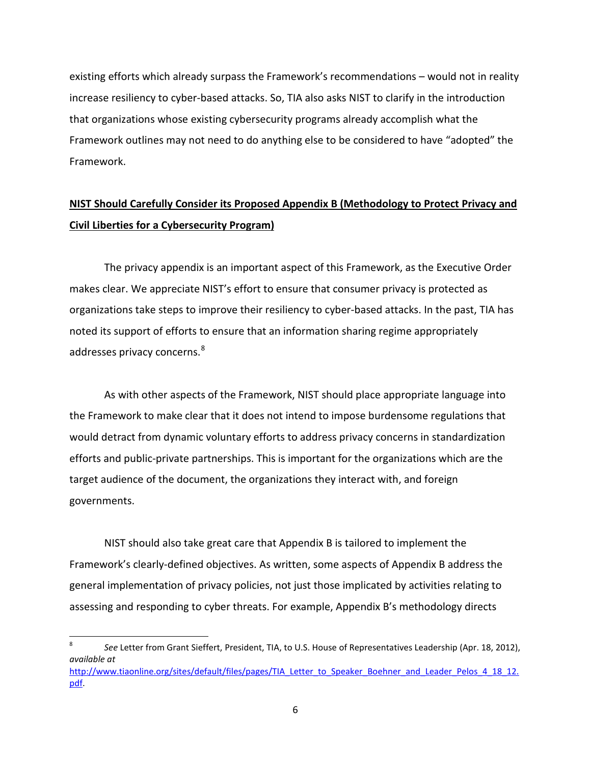existing efforts which already surpass the Framework's recommendations – would not in reality increase resiliency to cyber-based attacks. So, TIA also asks NIST to clarify in the introduction that organizations whose existing cybersecurity programs already accomplish what the Framework outlines may not need to do anything else to be considered to have "adopted" the Framework.

**NIST Should Carefully Consider its Proposed Appendix B (Methodology to Protect Privacy and Civil Liberties for a Cybersecurity Program)**

The privacy appendix is an important aspect of this Framework, as the Executive Order makes clear. We appreciate NIST's effort to ensure that consumer privacy is protected as organizations take steps to improve their resiliency to cyber-based attacks. In the past, TIA has noted its support of efforts to ensure that an information sharing regime appropriately addresses privacy concerns.[8]

As with other aspects of the Framework, NIST should place appropriate language into the Framework to make clear that it does not intend to impose burdensome regulations that would detract from dynamic voluntary efforts to address privacy concerns in standardization efforts and public-private partnerships. This is important for the organizations which are the target audience of the document, the organizations they interact with, and foreign governments.

NIST should also take great care that Appendix B is tailored to implement the Framework's clearly-defined objectives. As written, some aspects of Appendix B address the general implementation of privacy policies, not just those implicated by activities relating to assessing and responding to cyber threats. For example, Appendix B's methodology directs

---

[8] *See* Letter from Grant Sieffert, President, TIA, to U.S. House of Representatives Leadership (Apr. 18, 2012), *available at* http://www.tiaonline.org/sites/default/files/pages/TIA_Letter_to_Speaker_Boehner_and_Leader_Pelos_4_18_12.pdf.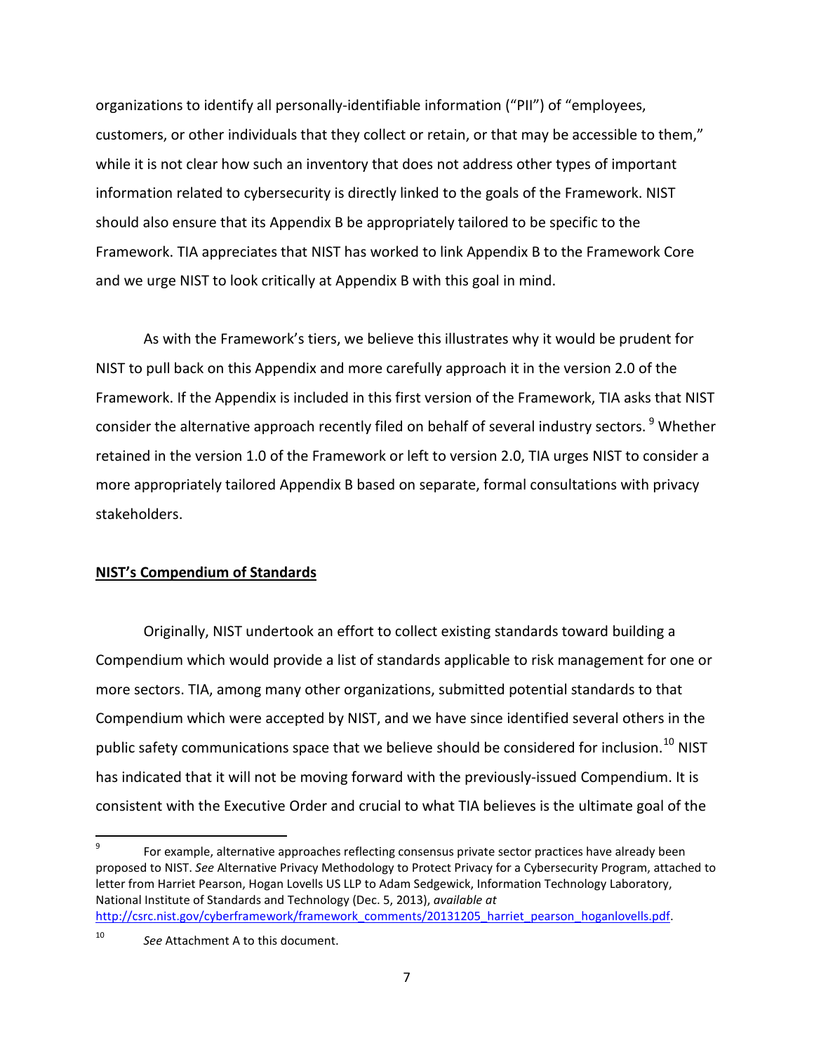organizations to identify all personally-identifiable information ("PII") of "employees, customers, or other individuals that they collect or retain, or that may be accessible to them," while it is not clear how such an inventory that does not address other types of important information related to cybersecurity is directly linked to the goals of the Framework. NIST should also ensure that its Appendix B be appropriately tailored to be specific to the Framework. TIA appreciates that NIST has worked to link Appendix B to the Framework Core and we urge NIST to look critically at Appendix B with this goal in mind.

As with the Framework's tiers, we believe this illustrates why it would be prudent for NIST to pull back on this Appendix and more carefully approach it in the version 2.0 of the Framework. If the Appendix is included in this first version of the Framework, TIA asks that NIST consider the alternative approach recently filed on behalf of several industry sectors. [9] Whether retained in the version 1.0 of the Framework or left to version 2.0, TIA urges NIST to consider a more appropriately tailored Appendix B based on separate, formal consultations with privacy stakeholders.

**NIST's Compendium of Standards**

Originally, NIST undertook an effort to collect existing standards toward building a Compendium which would provide a list of standards applicable to risk management for one or more sectors. TIA, among many other organizations, submitted potential standards to that Compendium which were accepted by NIST, and we have since identified several others in the public safety communications space that we believe should be considered for inclusion.[10] NIST has indicated that it will not be moving forward with the previously-issued Compendium. It is consistent with the Executive Order and crucial to what TIA believes is the ultimate goal of the

---

[9] For example, alternative approaches reflecting consensus private sector practices have already been proposed to NIST. *See* Alternative Privacy Methodology to Protect Privacy for a Cybersecurity Program, attached to letter from Harriet Pearson, Hogan Lovells US LLP to Adam Sedgewick, Information Technology Laboratory, National Institute of Standards and Technology (Dec. 5, 2013), *available at* http://csrc.nist.gov/cyberframework/framework_comments/20131205_harriet_pearson_hoganlovells.pdf.

[10] *See* Attachment A to this document.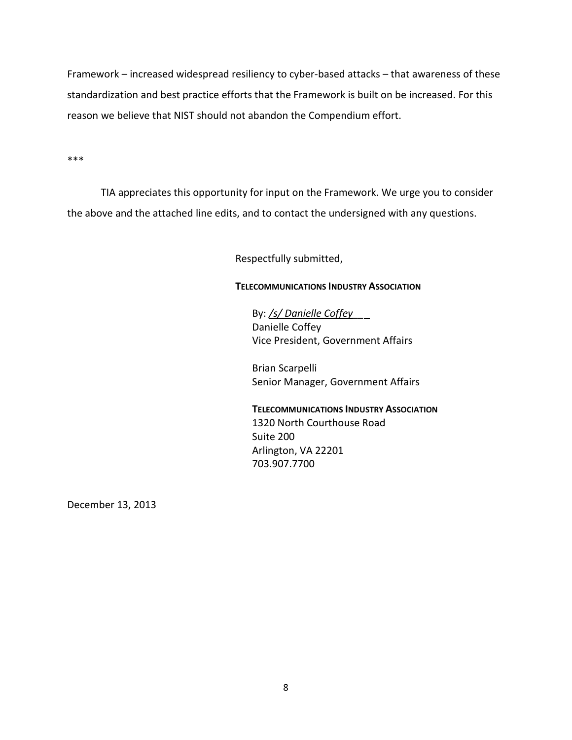Framework – increased widespread resiliency to cyber-based attacks – that awareness of these standardization and best practice efforts that the Framework is built on be increased. For this reason we believe that NIST should not abandon the Compendium effort.

***

TIA appreciates this opportunity for input on the Framework. We urge you to consider the above and the attached line edits, and to contact the undersigned with any questions.

Respectfully submitted,

**TELECOMMUNICATIONS INDUSTRY ASSOCIATION**

By: */s/ Danielle Coffey*  
Danielle Coffey  
Vice President, Government Affairs

Brian Scarpelli  
Senior Manager, Government Affairs

**TELECOMMUNICATIONS INDUSTRY ASSOCIATION**  
1320 North Courthouse Road  
Suite 200  
Arlington, VA 22201  
703.907.7700

December 13, 2013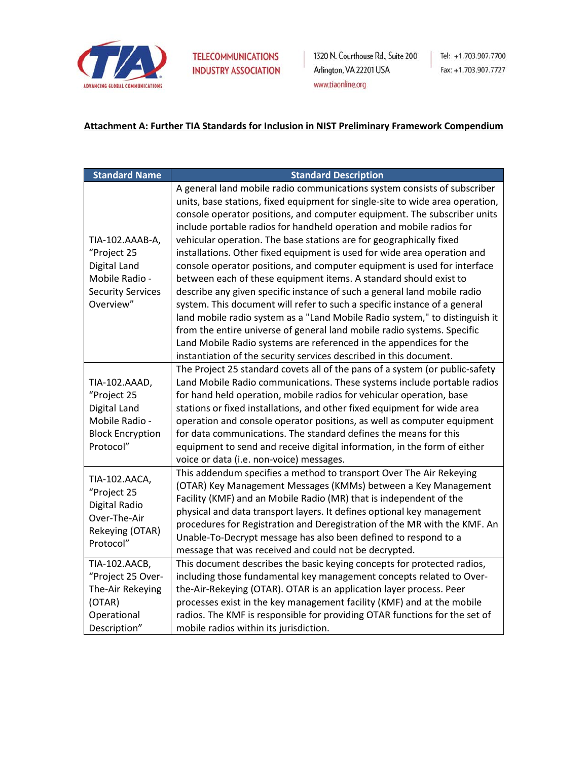TELECOMMUNICATIONS INDUSTRY ASSOCIATION

1320 N. Courthouse Rd., Suite 200
Arlington, VA 22201 USA
www.tiaonline.org

Tel: +1.703.907.7700
Fax: +1.703.907.7727

**Attachment A: Further TIA Standards for Inclusion in NIST Preliminary Framework Compendium**

| Standard Name | Standard Description |
|---|---|
| TIA-102.AAAB-A, "Project 25 Digital Land Mobile Radio - Security Services Overview" | A general land mobile radio communications system consists of subscriber units, base stations, fixed equipment for single-site to wide area operation, console operator positions, and computer equipment. The subscriber units include portable radios for handheld operation and mobile radios for vehicular operation. The base stations are for geographically fixed installations. Other fixed equipment is used for wide area operation and console operator positions, and computer equipment is used for interface between each of these equipment items. A standard should exist to describe any given specific instance of such a general land mobile radio system. This document will refer to such a specific instance of a general land mobile radio system as a "Land Mobile Radio system," to distinguish it from the entire universe of general land mobile radio systems. Specific Land Mobile Radio systems are referenced in the appendices for the instantiation of the security services described in this document. |
| TIA-102.AAAD, "Project 25 Digital Land Mobile Radio - Block Encryption Protocol" | The Project 25 standard covets all of the pans of a system (or public-safety Land Mobile Radio communications. These systems include portable radios for hand held operation, mobile radios for vehicular operation, base stations or fixed installations, and other fixed equipment for wide area operation and console operator positions, as well as computer equipment for data communications. The standard defines the means for this equipment to send and receive digital information, in the form of either voice or data (i.e. non-voice) messages. |
| TIA-102.AACA, "Project 25 Digital Radio Over-The-Air Rekeying (OTAR) Protocol" | This addendum specifies a method to transport Over The Air Rekeying (OTAR) Key Management Messages (KMMs) between a Key Management Facility (KMF) and an Mobile Radio (MR) that is independent of the physical and data transport layers. It defines optional key management procedures for Registration and Deregistration of the MR with the KMF. An Unable-To-Decrypt message has also been defined to respond to a message that was received and could not be decrypted. |
| TIA-102.AACB, "Project 25 Over-The-Air Rekeying (OTAR) Operational Description" | This document describes the basic keying concepts for protected radios, including those fundamental key management concepts related to Over-the-Air-Rekeying (OTAR). OTAR is an application layer process. Peer processes exist in the key management facility (KMF) and at the mobile radios. The KMF is responsible for providing OTAR functions for the set of mobile radios within its jurisdiction. |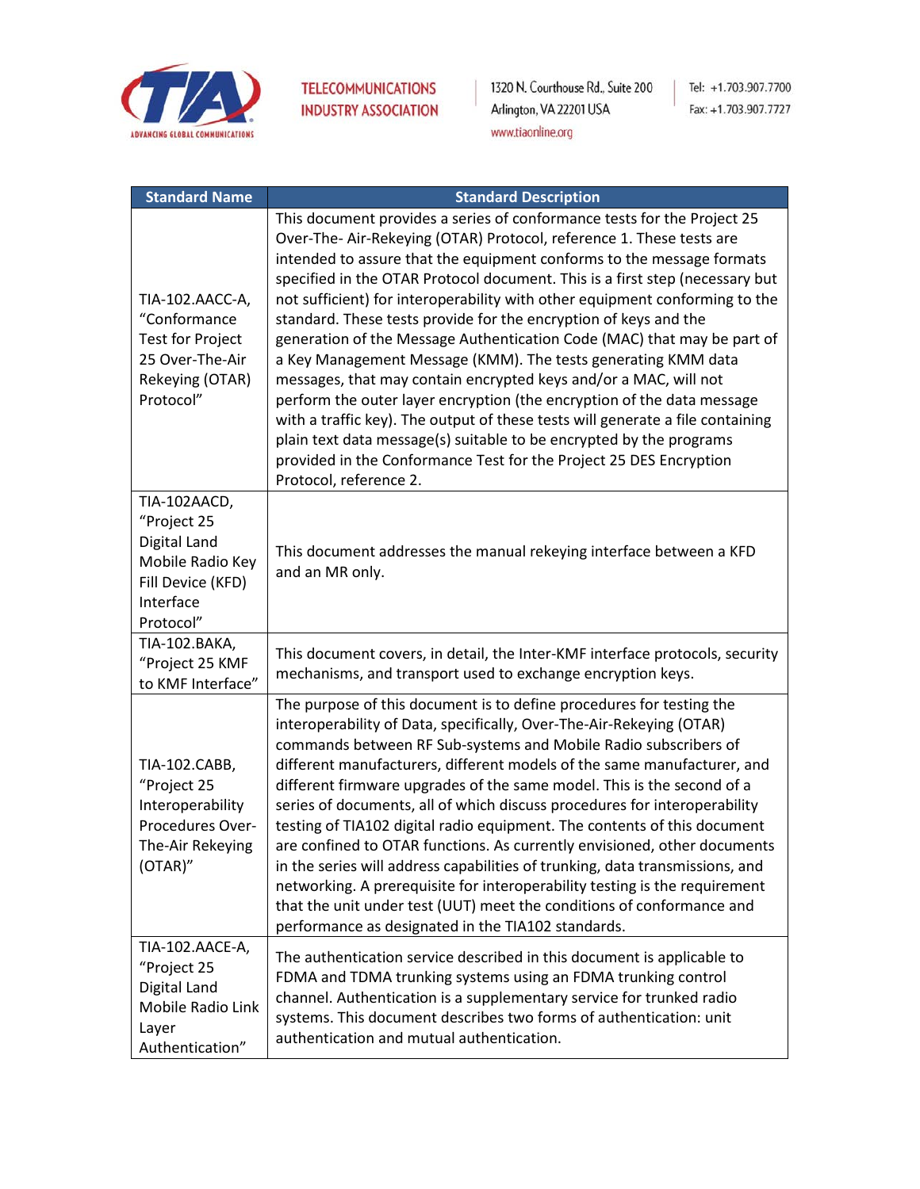| Standard Name | Standard Description |
| --- | --- |
| TIA-102.AACC-A, "Conformance Test for Project 25 Over-The-Air Rekeying (OTAR) Protocol" | This document provides a series of conformance tests for the Project 25 Over-The- Air-Rekeying (OTAR) Protocol, reference 1. These tests are intended to assure that the equipment conforms to the message formats specified in the OTAR Protocol document. This is a first step (necessary but not sufficient) for interoperability with other equipment conforming to the standard. These tests provide for the encryption of keys and the generation of the Message Authentication Code (MAC) that may be part of a Key Management Message (KMM). The tests generating KMM data messages, that may contain encrypted keys and/or a MAC, will not perform the outer layer encryption (the encryption of the data message with a traffic key). The output of these tests will generate a file containing plain text data message(s) suitable to be encrypted by the programs provided in the Conformance Test for the Project 25 DES Encryption Protocol, reference 2. |
| TIA-102AACD, "Project 25 Digital Land Mobile Radio Key Fill Device (KFD) Interface Protocol" | This document addresses the manual rekeying interface between a KFD and an MR only. |
| TIA-102.BAKA, "Project 25 KMF to KMF Interface" | This document covers, in detail, the Inter-KMF interface protocols, security mechanisms, and transport used to exchange encryption keys. |
| TIA-102.CABB, "Project 25 Interoperability Procedures Over-The-Air Rekeying (OTAR)" | The purpose of this document is to define procedures for testing the interoperability of Data, specifically, Over-The-Air-Rekeying (OTAR) commands between RF Sub-systems and Mobile Radio subscribers of different manufacturers, different models of the same manufacturer, and different firmware upgrades of the same model. This is the second of a series of documents, all of which discuss procedures for interoperability testing of TIA102 digital radio equipment. The contents of this document are confined to OTAR functions. As currently envisioned, other documents in the series will address capabilities of trunking, data transmissions, and networking. A prerequisite for interoperability testing is the requirement that the unit under test (UUT) meet the conditions of conformance and performance as designated in the TIA102 standards. |
| TIA-102.AACE-A, "Project 25 Digital Land Mobile Radio Link Layer Authentication" | The authentication service described in this document is applicable to FDMA and TDMA trunking systems using an FDMA trunking control channel. Authentication is a supplementary service for trunked radio systems. This document describes two forms of authentication: unit authentication and mutual authentication. |